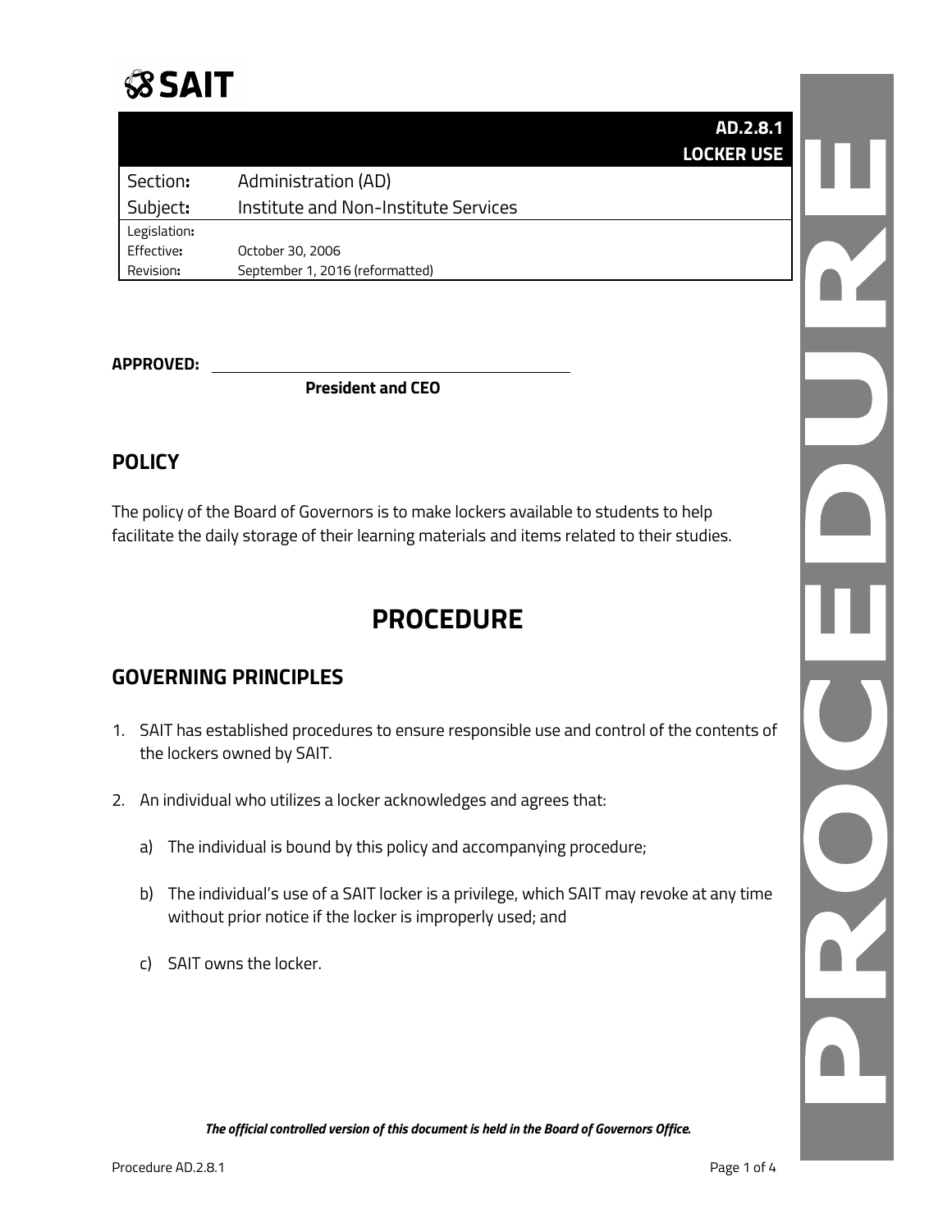# SAIT

| | AD.2.8.1 LOCKER USE |
|---|---|
| Section: | Administration (AD) |
| Subject: | Institute and Non-Institute Services |
| Legislation: | |
| Effective: | October 30, 2006 |
| Revision: | September 1, 2016 (reformatted) |

**APPROVED:** ____________________________________

**President and CEO**

## POLICY

The policy of the Board of Governors is to make lockers available to students to help facilitate the daily storage of their learning materials and items related to their studies.

# PROCEDURE

## GOVERNING PRINCIPLES

1. SAIT has established procedures to ensure responsible use and control of the contents of the lockers owned by SAIT.

2. An individual who utilizes a locker acknowledges and agrees that:

   a) The individual is bound by this policy and accompanying procedure;

   b) The individual's use of a SAIT locker is a privilege, which SAIT may revoke at any time without prior notice if the locker is improperly used; and

   c) SAIT owns the locker.

***The official controlled version of this document is held in the Board of Governors Office.***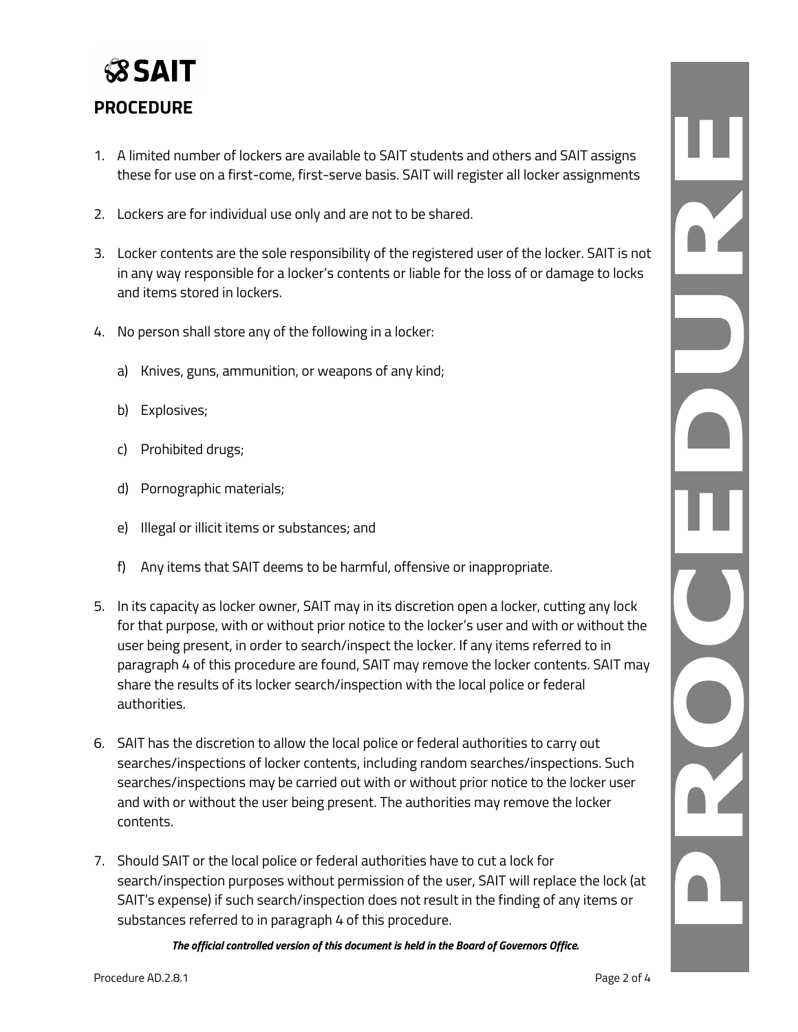# SAIT

## PROCEDURE

1. A limited number of lockers are available to SAIT students and others and SAIT assigns these for use on a first-come, first-serve basis. SAIT will register all locker assignments

2. Lockers are for individual use only and are not to be shared.

3. Locker contents are the sole responsibility of the registered user of the locker. SAIT is not in any way responsible for a locker's contents or liable for the loss of or damage to locks and items stored in lockers.

4. No person shall store any of the following in a locker:

   a) Knives, guns, ammunition, or weapons of any kind;

   b) Explosives;

   c) Prohibited drugs;

   d) Pornographic materials;

   e) Illegal or illicit items or substances; and

   f) Any items that SAIT deems to be harmful, offensive or inappropriate.

5. In its capacity as locker owner, SAIT may in its discretion open a locker, cutting any lock for that purpose, with or without prior notice to the locker's user and with or without the user being present, in order to search/inspect the locker. If any items referred to in paragraph 4 of this procedure are found, SAIT may remove the locker contents. SAIT may share the results of its locker search/inspection with the local police or federal authorities.

6. SAIT has the discretion to allow the local police or federal authorities to carry out searches/inspections of locker contents, including random searches/inspections. Such searches/inspections may be carried out with or without prior notice to the locker user and with or without the user being present. The authorities may remove the locker contents.

7. Should SAIT or the local police or federal authorities have to cut a lock for search/inspection purposes without permission of the user, SAIT will replace the lock (at SAIT's expense) if such search/inspection does not result in the finding of any items or substances referred to in paragraph 4 of this procedure.

***The official controlled version of this document is held in the Board of Governors Office.***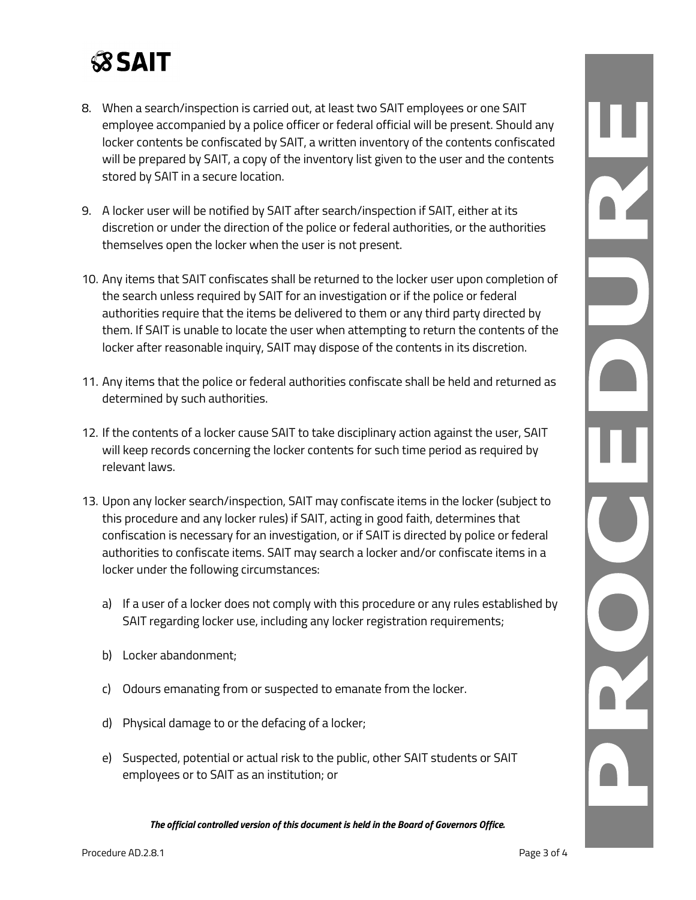8. When a search/inspection is carried out, at least two SAIT employees or one SAIT employee accompanied by a police officer or federal official will be present. Should any locker contents be confiscated by SAIT, a written inventory of the contents confiscated will be prepared by SAIT, a copy of the inventory list given to the user and the contents stored by SAIT in a secure location.

9. A locker user will be notified by SAIT after search/inspection if SAIT, either at its discretion or under the direction of the police or federal authorities, or the authorities themselves open the locker when the user is not present.

10. Any items that SAIT confiscates shall be returned to the locker user upon completion of the search unless required by SAIT for an investigation or if the police or federal authorities require that the items be delivered to them or any third party directed by them. If SAIT is unable to locate the user when attempting to return the contents of the locker after reasonable inquiry, SAIT may dispose of the contents in its discretion.

11. Any items that the police or federal authorities confiscate shall be held and returned as determined by such authorities.

12. If the contents of a locker cause SAIT to take disciplinary action against the user, SAIT will keep records concerning the locker contents for such time period as required by relevant laws.

13. Upon any locker search/inspection, SAIT may confiscate items in the locker (subject to this procedure and any locker rules) if SAIT, acting in good faith, determines that confiscation is necessary for an investigation, or if SAIT is directed by police or federal authorities to confiscate items. SAIT may search a locker and/or confiscate items in a locker under the following circumstances:

    a) If a user of a locker does not comply with this procedure or any rules established by SAIT regarding locker use, including any locker registration requirements;

    b) Locker abandonment;

    c) Odours emanating from or suspected to emanate from the locker.

    d) Physical damage to or the defacing of a locker;

    e) Suspected, potential or actual risk to the public, other SAIT students or SAIT employees or to SAIT as an institution; or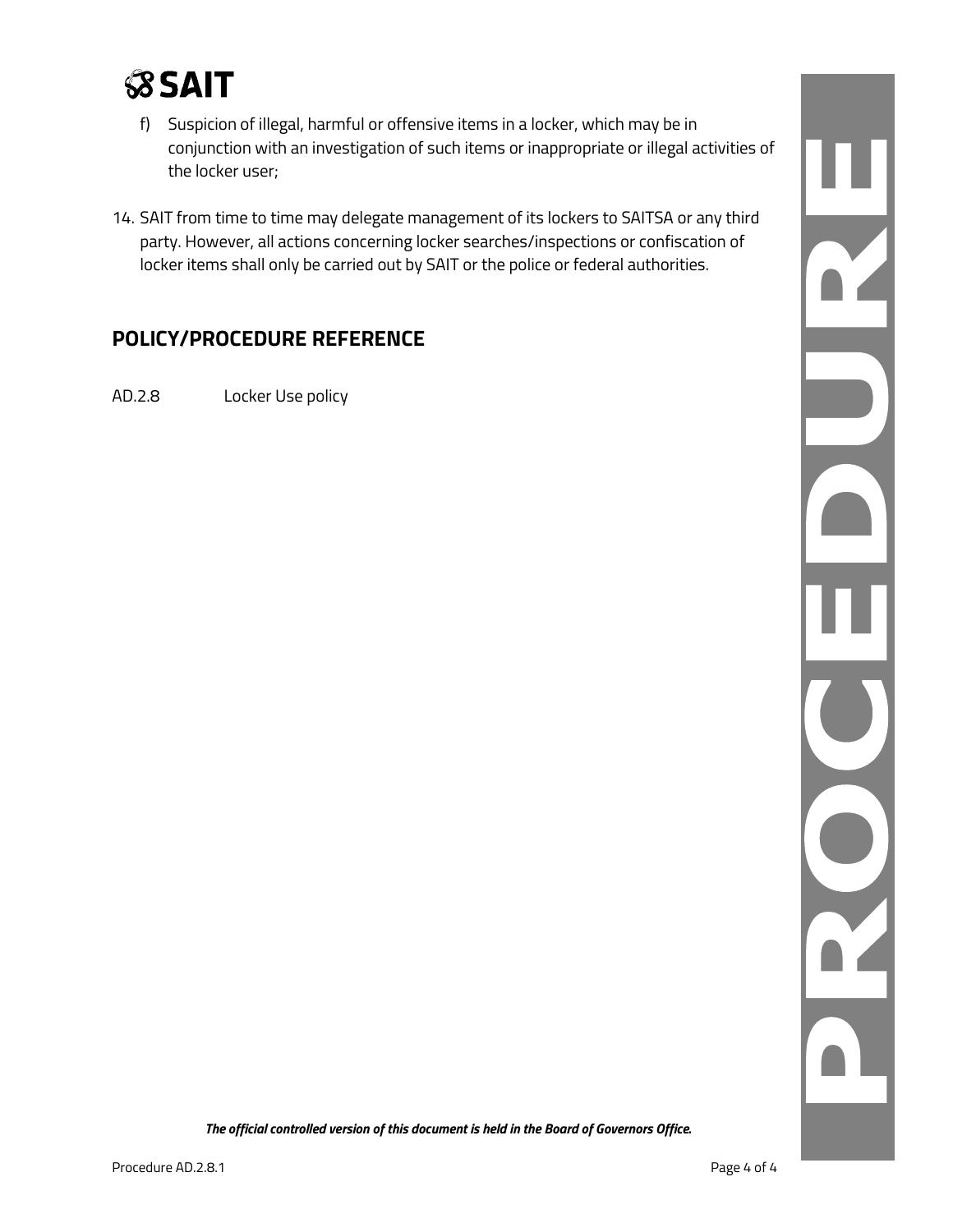f) Suspicion of illegal, harmful or offensive items in a locker, which may be in conjunction with an investigation of such items or inappropriate or illegal activities of the locker user;

14. SAIT from time to time may delegate management of its lockers to SAITSA or any third party. However, all actions concerning locker searches/inspections or confiscation of locker items shall only be carried out by SAIT or the police or federal authorities.

## POLICY/PROCEDURE REFERENCE

AD.2.8 Locker Use policy

***The official controlled version of this document is held in the Board of Governors Office.***